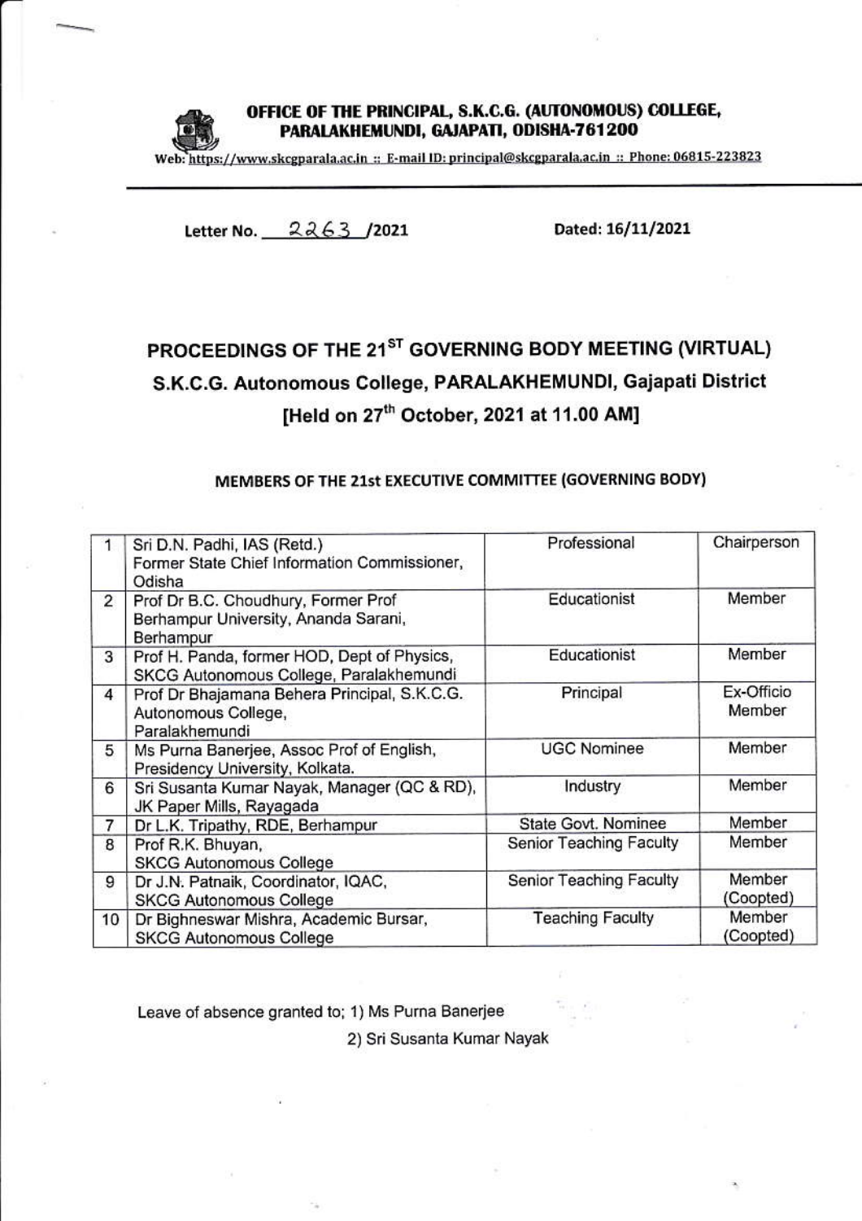**OFFICE OF THE PRINCIPAL, S.K.C.G. (AUTONOMOUS) COLLEGE, PARALAKHEMUNDI, GAJAPATI, ODISHA-761200**

Web: https://www.skcgparala.ac.in :: E-mail ID: principal@skcgparala.ac.in :: Phone: 06815-223823

**Letter No. 2263 /2021** **Dated: 16/11/2021**

# PROCEEDINGS OF THE 21ST GOVERNING BODY MEETING (VIRTUAL)
# S.K.C.G. Autonomous College, PARALAKHEMUNDI, Gajapati District
# [Held on 27th October, 2021 at 11.00 AM]

## MEMBERS OF THE 21st EXECUTIVE COMMITTEE (GOVERNING BODY)

| | | | |
|---|---|---|---|
| 1 | Sri D.N. Padhi, IAS (Retd.) Former State Chief Information Commissioner, Odisha | Professional | Chairperson |
| 2 | Prof Dr B.C. Choudhury, Former Prof Berhampur University, Ananda Sarani, Berhampur | Educationist | Member |
| 3 | Prof H. Panda, former HOD, Dept of Physics, SKCG Autonomous College, Paralakhemundi | Educationist | Member |
| 4 | Prof Dr Bhajamana Behera Principal, S.K.C.G. Autonomous College, Paralakhemundi | Principal | Ex-Officio Member |
| 5 | Ms Purna Banerjee, Assoc Prof of English, Presidency University, Kolkata. | UGC Nominee | Member |
| 6 | Sri Susanta Kumar Nayak, Manager (QC & RD), JK Paper Mills, Rayagada | Industry | Member |
| 7 | Dr L.K. Tripathy, RDE, Berhampur | State Govt. Nominee | Member |
| 8 | Prof R.K. Bhuyan, SKCG Autonomous College | Senior Teaching Faculty | Member |
| 9 | Dr J.N. Patnaik, Coordinator, IQAC, SKCG Autonomous College | Senior Teaching Faculty | Member (Coopted) |
| 10 | Dr Bighneswar Mishra, Academic Bursar, SKCG Autonomous College | Teaching Faculty | Member (Coopted) |

Leave of absence granted to; 1) Ms Purna Banerjee
2) Sri Susanta Kumar Nayak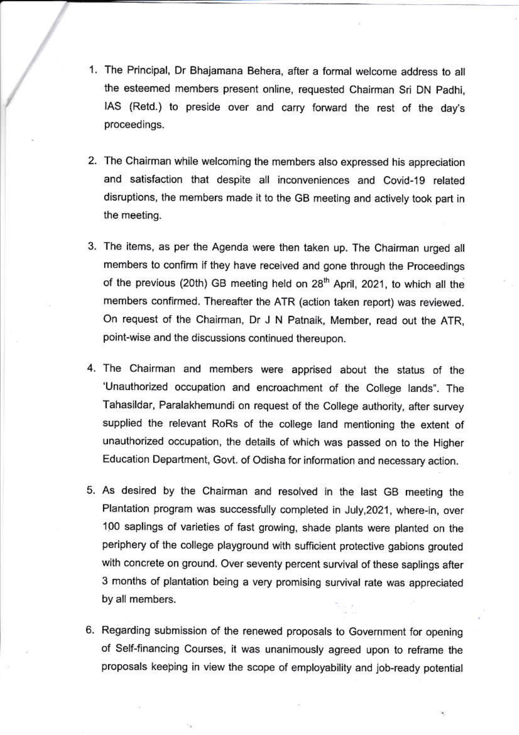1. The Principal, Dr Bhajamana Behera, after a formal welcome address to all the esteemed members present online, requested Chairman Sri DN Padhi, IAS (Retd.) to preside over and carry forward the rest of the day's proceedings.

2. The Chairman while welcoming the members also expressed his appreciation and satisfaction that despite all inconveniences and Covid-19 related disruptions, the members made it to the GB meeting and actively took part in the meeting.

3. The items, as per the Agenda were then taken up. The Chairman urged all members to confirm if they have received and gone through the Proceedings of the previous (20th) GB meeting held on 28th April, 2021, to which all the members confirmed. Thereafter the ATR (action taken report) was reviewed. On request of the Chairman, Dr J N Patnaik, Member, read out the ATR, point-wise and the discussions continued thereupon.

4. The Chairman and members were apprised about the status of the 'Unauthorized occupation and encroachment of the College lands". The Tahasildar, Paralakhemundi on request of the College authority, after survey supplied the relevant RoRs of the college land mentioning the extent of unauthorized occupation, the details of which was passed on to the Higher Education Department, Govt. of Odisha for information and necessary action.

5. As desired by the Chairman and resolved in the last GB meeting the Plantation program was successfully completed in July,2021, where-in, over 100 saplings of varieties of fast growing, shade plants were planted on the periphery of the college playground with sufficient protective gabions grouted with concrete on ground. Over seventy percent survival of these saplings after 3 months of plantation being a very promising survival rate was appreciated by all members.

6. Regarding submission of the renewed proposals to Government for opening of Self-financing Courses, it was unanimously agreed upon to reframe the proposals keeping in view the scope of employability and job-ready potential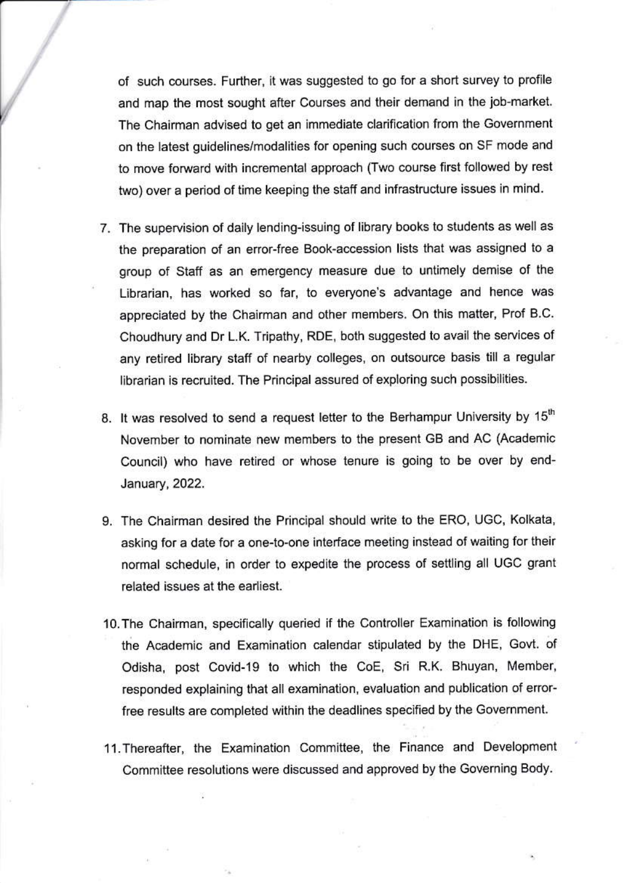of such courses. Further, it was suggested to go for a short survey to profile and map the most sought after Courses and their demand in the job-market. The Chairman advised to get an immediate clarification from the Government on the latest guidelines/modalities for opening such courses on SF mode and to move forward with incremental approach (Two course first followed by rest two) over a period of time keeping the staff and infrastructure issues in mind.

7. The supervision of daily lending-issuing of library books to students as well as the preparation of an error-free Book-accession lists that was assigned to a group of Staff as an emergency measure due to untimely demise of the Librarian, has worked so far, to everyone's advantage and hence was appreciated by the Chairman and other members. On this matter, Prof B.C. Choudhury and Dr L.K. Tripathy, RDE, both suggested to avail the services of any retired library staff of nearby colleges, on outsource basis till a regular librarian is recruited. The Principal assured of exploring such possibilities.

8. It was resolved to send a request letter to the Berhampur University by 15th November to nominate new members to the present GB and AC (Academic Council) who have retired or whose tenure is going to be over by end-January, 2022.

9. The Chairman desired the Principal should write to the ERO, UGC, Kolkata, asking for a date for a one-to-one interface meeting instead of waiting for their normal schedule, in order to expedite the process of settling all UGC grant related issues at the earliest.

10. The Chairman, specifically queried if the Controller Examination is following the Academic and Examination calendar stipulated by the DHE, Govt. of Odisha, post Covid-19 to which the CoE, Sri R.K. Bhuyan, Member, responded explaining that all examination, evaluation and publication of error-free results are completed within the deadlines specified by the Government.

11. Thereafter, the Examination Committee, the Finance and Development Committee resolutions were discussed and approved by the Governing Body.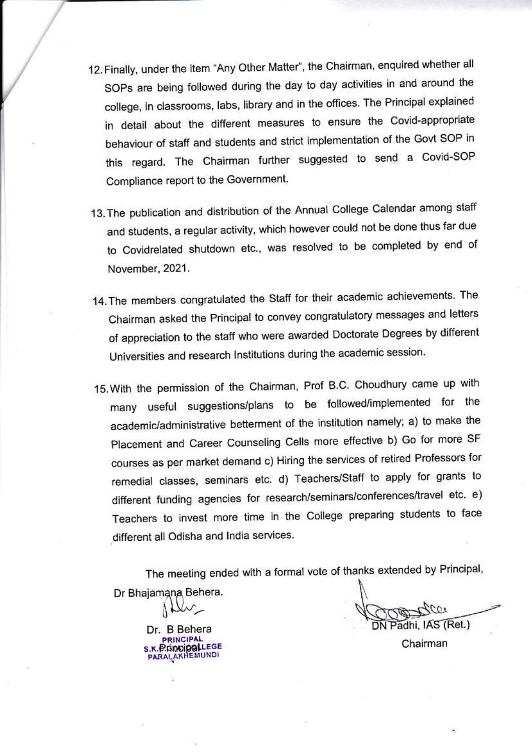12. Finally, under the item "Any Other Matter", the Chairman, enquired whether all SOPs are being followed during the day to day activities in and around the college, in classrooms, labs, library and in the offices. The Principal explained in detail about the different measures to ensure the Covid-appropriate behaviour of staff and students and strict implementation of the Govt SOP in this regard. The Chairman further suggested to send a Covid-SOP Compliance report to the Government.

13. The publication and distribution of the Annual College Calendar among staff and students, a regular activity, which however could not be done thus far due to Covidrelated shutdown etc., was resolved to be completed by end of November, 2021.

14. The members congratulated the Staff for their academic achievements. The Chairman asked the Principal to convey congratulatory messages and letters of appreciation to the staff who were awarded Doctorate Degrees by different Universities and research Institutions during the academic session.

15. With the permission of the Chairman, Prof B.C. Choudhury came up with many useful suggestions/plans to be followed/implemented for the academic/administrative betterment of the institution namely; a) to make the Placement and Career Counseling Cells more effective b) Go for more SF courses as per market demand c) Hiring the services of retired Professors for remedial classes, seminars etc. d) Teachers/Staff to apply for grants to different funding agencies for research/seminars/conferences/travel etc. e) Teachers to invest more time in the College preparing students to face different all Odisha and India services.

The meeting ended with a formal vote of thanks extended by Principal, Dr Bhajamana Behera.

Dr. B Behera
PRINCIPAL
S.K.C.G. COLLEGE
PARALAKHEMUNDI

DN Padhi, IAS (Ret.)
Chairman